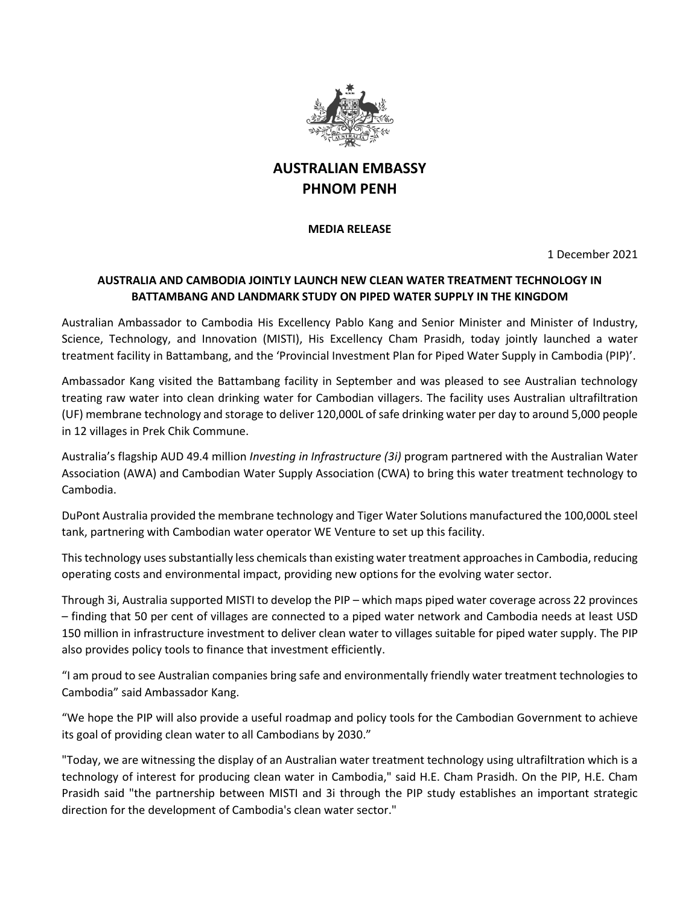# AUSTRALIAN EMBASSY
# PHNOM PENH

**MEDIA RELEASE**

1 December 2021

## AUSTRALIA AND CAMBODIA JOINTLY LAUNCH NEW CLEAN WATER TREATMENT TECHNOLOGY IN BATTAMBANG AND LANDMARK STUDY ON PIPED WATER SUPPLY IN THE KINGDOM

Australian Ambassador to Cambodia His Excellency Pablo Kang and Senior Minister and Minister of Industry, Science, Technology, and Innovation (MISTI), His Excellency Cham Prasidh, today jointly launched a water treatment facility in Battambang, and the 'Provincial Investment Plan for Piped Water Supply in Cambodia (PIP)'.

Ambassador Kang visited the Battambang facility in September and was pleased to see Australian technology treating raw water into clean drinking water for Cambodian villagers. The facility uses Australian ultrafiltration (UF) membrane technology and storage to deliver 120,000L of safe drinking water per day to around 5,000 people in 12 villages in Prek Chik Commune.

Australia's flagship AUD 49.4 million *Investing in Infrastructure (3i)* program partnered with the Australian Water Association (AWA) and Cambodian Water Supply Association (CWA) to bring this water treatment technology to Cambodia.

DuPont Australia provided the membrane technology and Tiger Water Solutions manufactured the 100,000L steel tank, partnering with Cambodian water operator WE Venture to set up this facility.

This technology uses substantially less chemicals than existing water treatment approaches in Cambodia, reducing operating costs and environmental impact, providing new options for the evolving water sector.

Through 3i, Australia supported MISTI to develop the PIP – which maps piped water coverage across 22 provinces – finding that 50 per cent of villages are connected to a piped water network and Cambodia needs at least USD 150 million in infrastructure investment to deliver clean water to villages suitable for piped water supply. The PIP also provides policy tools to finance that investment efficiently.

"I am proud to see Australian companies bring safe and environmentally friendly water treatment technologies to Cambodia" said Ambassador Kang.

"We hope the PIP will also provide a useful roadmap and policy tools for the Cambodian Government to achieve its goal of providing clean water to all Cambodians by 2030."

"Today, we are witnessing the display of an Australian water treatment technology using ultrafiltration which is a technology of interest for producing clean water in Cambodia," said H.E. Cham Prasidh. On the PIP, H.E. Cham Prasidh said "the partnership between MISTI and 3i through the PIP study establishes an important strategic direction for the development of Cambodia's clean water sector."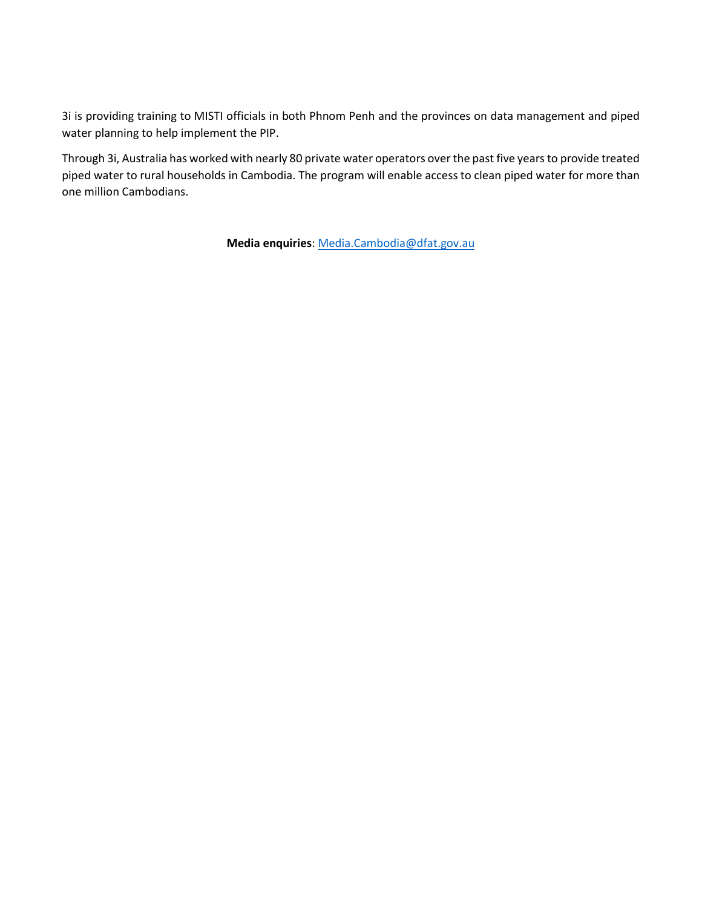3i is providing training to MISTI officials in both Phnom Penh and the provinces on data management and piped water planning to help implement the PIP.

Through 3i, Australia has worked with nearly 80 private water operators over the past five years to provide treated piped water to rural households in Cambodia. The program will enable access to clean piped water for more than one million Cambodians.

**Media enquiries**: Media.Cambodia@dfat.gov.au